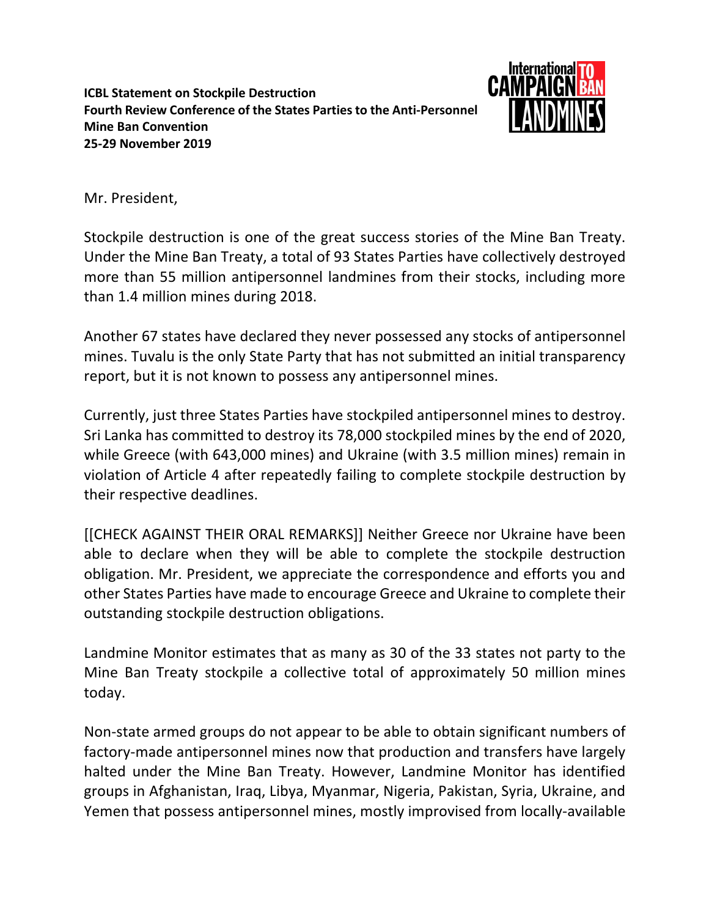**ICBL Statement on Stockpile Destruction**
**Fourth Review Conference of the States Parties to the Anti-Personnel Mine Ban Convention**
**25-29 November 2019**

Mr. President,

Stockpile destruction is one of the great success stories of the Mine Ban Treaty. Under the Mine Ban Treaty, a total of 93 States Parties have collectively destroyed more than 55 million antipersonnel landmines from their stocks, including more than 1.4 million mines during 2018.

Another 67 states have declared they never possessed any stocks of antipersonnel mines. Tuvalu is the only State Party that has not submitted an initial transparency report, but it is not known to possess any antipersonnel mines.

Currently, just three States Parties have stockpiled antipersonnel mines to destroy. Sri Lanka has committed to destroy its 78,000 stockpiled mines by the end of 2020, while Greece (with 643,000 mines) and Ukraine (with 3.5 million mines) remain in violation of Article 4 after repeatedly failing to complete stockpile destruction by their respective deadlines.

[[CHECK AGAINST THEIR ORAL REMARKS]] Neither Greece nor Ukraine have been able to declare when they will be able to complete the stockpile destruction obligation. Mr. President, we appreciate the correspondence and efforts you and other States Parties have made to encourage Greece and Ukraine to complete their outstanding stockpile destruction obligations.

Landmine Monitor estimates that as many as 30 of the 33 states not party to the Mine Ban Treaty stockpile a collective total of approximately 50 million mines today.

Non-state armed groups do not appear to be able to obtain significant numbers of factory-made antipersonnel mines now that production and transfers have largely halted under the Mine Ban Treaty. However, Landmine Monitor has identified groups in Afghanistan, Iraq, Libya, Myanmar, Nigeria, Pakistan, Syria, Ukraine, and Yemen that possess antipersonnel mines, mostly improvised from locally-available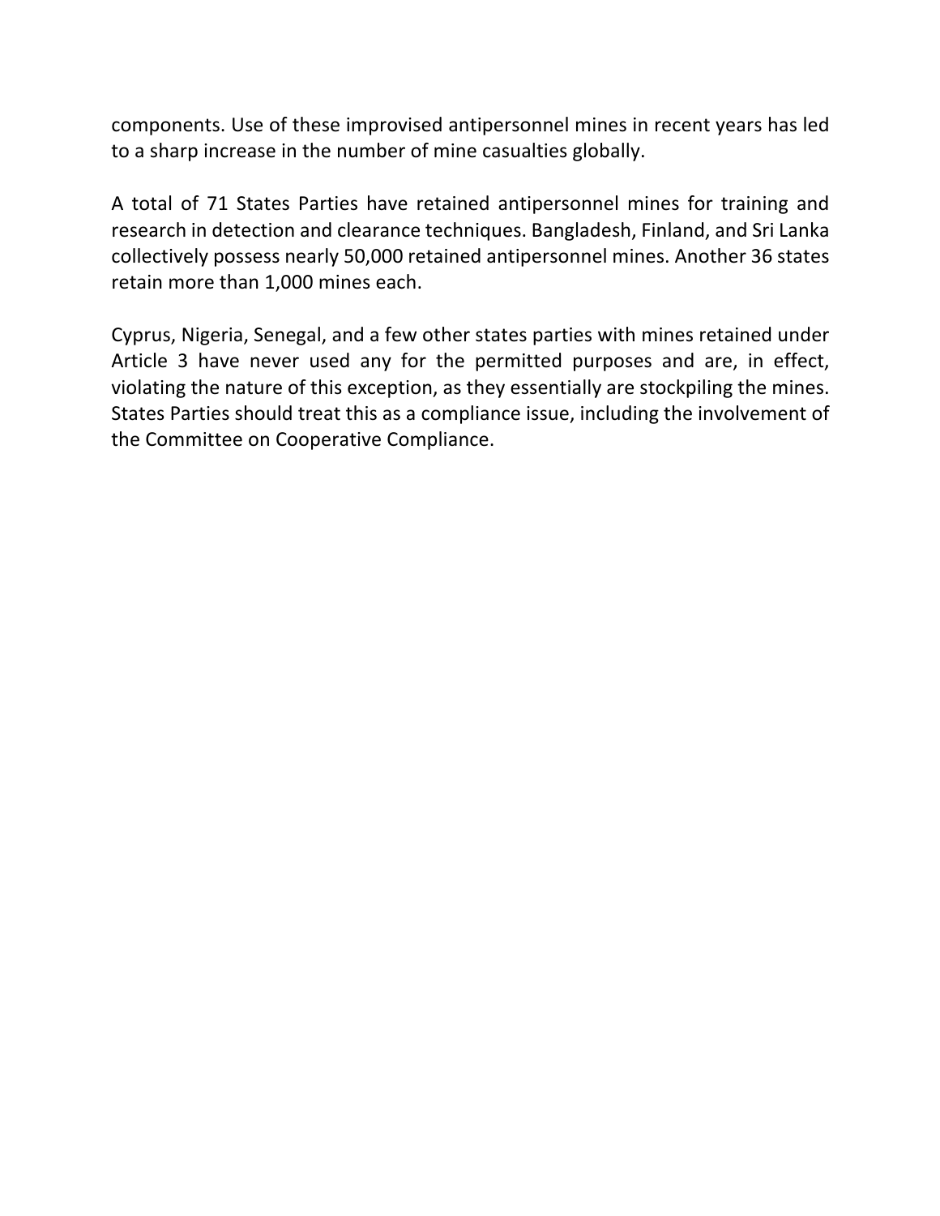components. Use of these improvised antipersonnel mines in recent years has led to a sharp increase in the number of mine casualties globally.

A total of 71 States Parties have retained antipersonnel mines for training and research in detection and clearance techniques. Bangladesh, Finland, and Sri Lanka collectively possess nearly 50,000 retained antipersonnel mines. Another 36 states retain more than 1,000 mines each.

Cyprus, Nigeria, Senegal, and a few other states parties with mines retained under Article 3 have never used any for the permitted purposes and are, in effect, violating the nature of this exception, as they essentially are stockpiling the mines. States Parties should treat this as a compliance issue, including the involvement of the Committee on Cooperative Compliance.